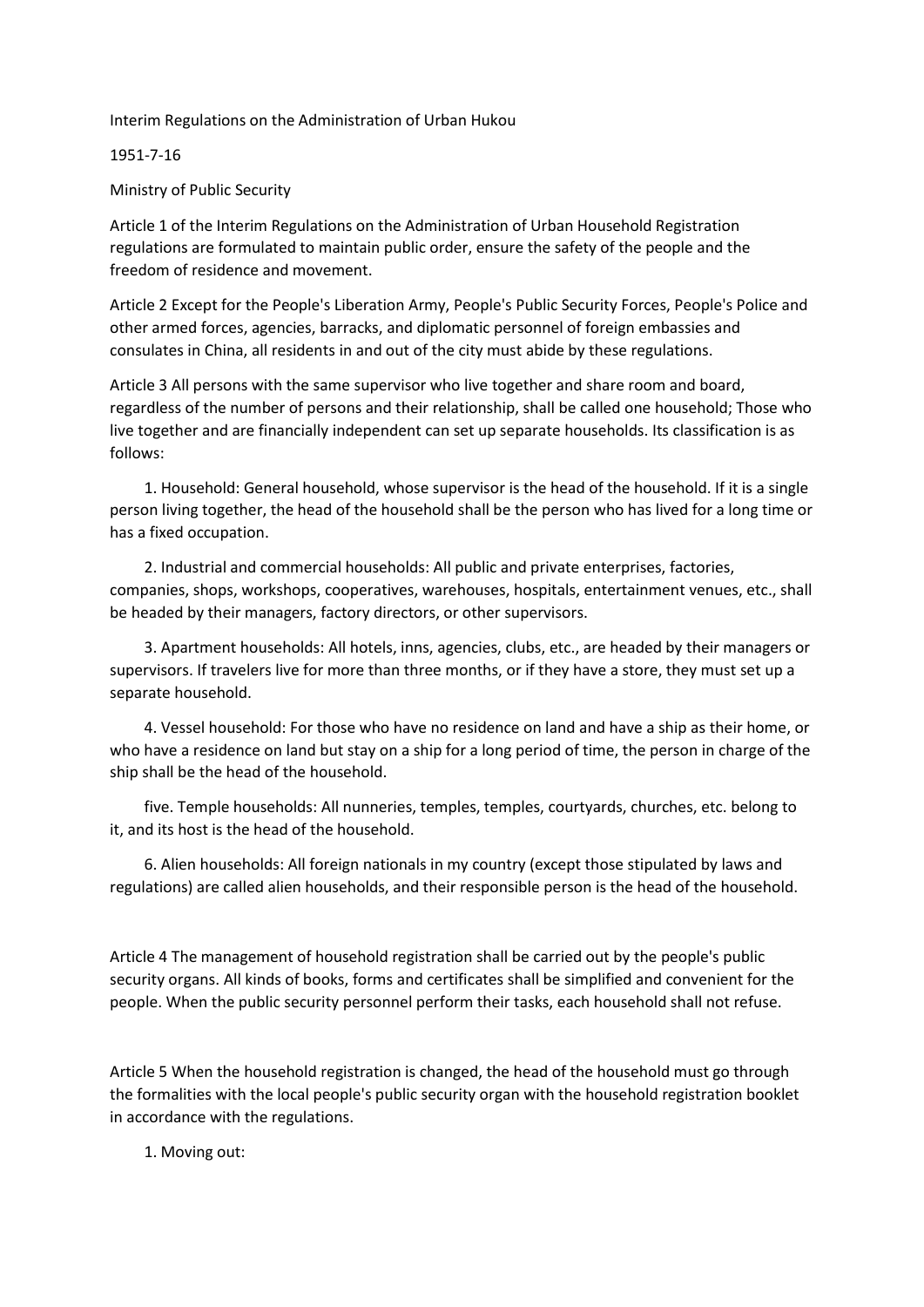Interim Regulations on the Administration of Urban Hukou

1951-7-16

Ministry of Public Security

Article 1 of the Interim Regulations on the Administration of Urban Household Registration regulations are formulated to maintain public order, ensure the safety of the people and the freedom of residence and movement.

Article 2 Except for the People's Liberation Army, People's Public Security Forces, People's Police and other armed forces, agencies, barracks, and diplomatic personnel of foreign embassies and consulates in China, all residents in and out of the city must abide by these regulations.

Article 3 All persons with the same supervisor who live together and share room and board, regardless of the number of persons and their relationship, shall be called one household; Those who live together and are financially independent can set up separate households. Its classification is as follows:

1. Household: General household, whose supervisor is the head of the household. If it is a single person living together, the head of the household shall be the person who has lived for a long time or has a fixed occupation.

2. Industrial and commercial households: All public and private enterprises, factories, companies, shops, workshops, cooperatives, warehouses, hospitals, entertainment venues, etc., shall be headed by their managers, factory directors, or other supervisors.

3. Apartment households: All hotels, inns, agencies, clubs, etc., are headed by their managers or supervisors. If travelers live for more than three months, or if they have a store, they must set up a separate household.

4. Vessel household: For those who have no residence on land and have a ship as their home, or who have a residence on land but stay on a ship for a long period of time, the person in charge of the ship shall be the head of the household.

five. Temple households: All nunneries, temples, temples, courtyards, churches, etc. belong to it, and its host is the head of the household.

6. Alien households: All foreign nationals in my country (except those stipulated by laws and regulations) are called alien households, and their responsible person is the head of the household.

Article 4 The management of household registration shall be carried out by the people's public security organs. All kinds of books, forms and certificates shall be simplified and convenient for the people. When the public security personnel perform their tasks, each household shall not refuse.

Article 5 When the household registration is changed, the head of the household must go through the formalities with the local people's public security organ with the household registration booklet in accordance with the regulations.

1. Moving out: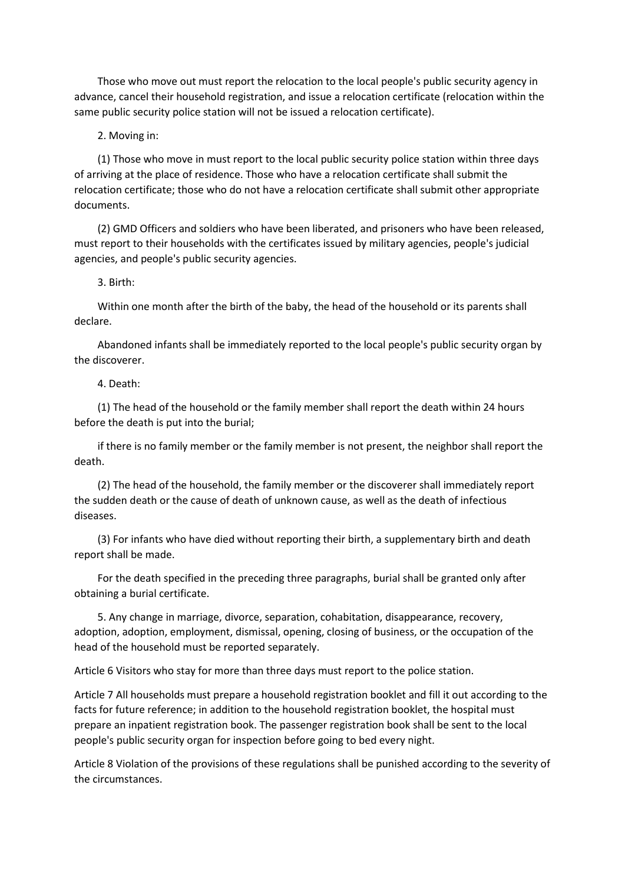Those who move out must report the relocation to the local people's public security agency in advance, cancel their household registration, and issue a relocation certificate (relocation within the same public security police station will not be issued a relocation certificate).

2. Moving in:

(1) Those who move in must report to the local public security police station within three days of arriving at the place of residence. Those who have a relocation certificate shall submit the relocation certificate; those who do not have a relocation certificate shall submit other appropriate documents.

(2) GMD Officers and soldiers who have been liberated, and prisoners who have been released, must report to their households with the certificates issued by military agencies, people's judicial agencies, and people's public security agencies.

3. Birth:

Within one month after the birth of the baby, the head of the household or its parents shall declare.

Abandoned infants shall be immediately reported to the local people's public security organ by the discoverer.

4. Death:

(1) The head of the household or the family member shall report the death within 24 hours before the death is put into the burial;

if there is no family member or the family member is not present, the neighbor shall report the death.

(2) The head of the household, the family member or the discoverer shall immediately report the sudden death or the cause of death of unknown cause, as well as the death of infectious diseases.

(3) For infants who have died without reporting their birth, a supplementary birth and death report shall be made.

For the death specified in the preceding three paragraphs, burial shall be granted only after obtaining a burial certificate.

5. Any change in marriage, divorce, separation, cohabitation, disappearance, recovery, adoption, adoption, employment, dismissal, opening, closing of business, or the occupation of the head of the household must be reported separately.

Article 6 Visitors who stay for more than three days must report to the police station.

Article 7 All households must prepare a household registration booklet and fill it out according to the facts for future reference; in addition to the household registration booklet, the hospital must prepare an inpatient registration book. The passenger registration book shall be sent to the local people's public security organ for inspection before going to bed every night.

Article 8 Violation of the provisions of these regulations shall be punished according to the severity of the circumstances.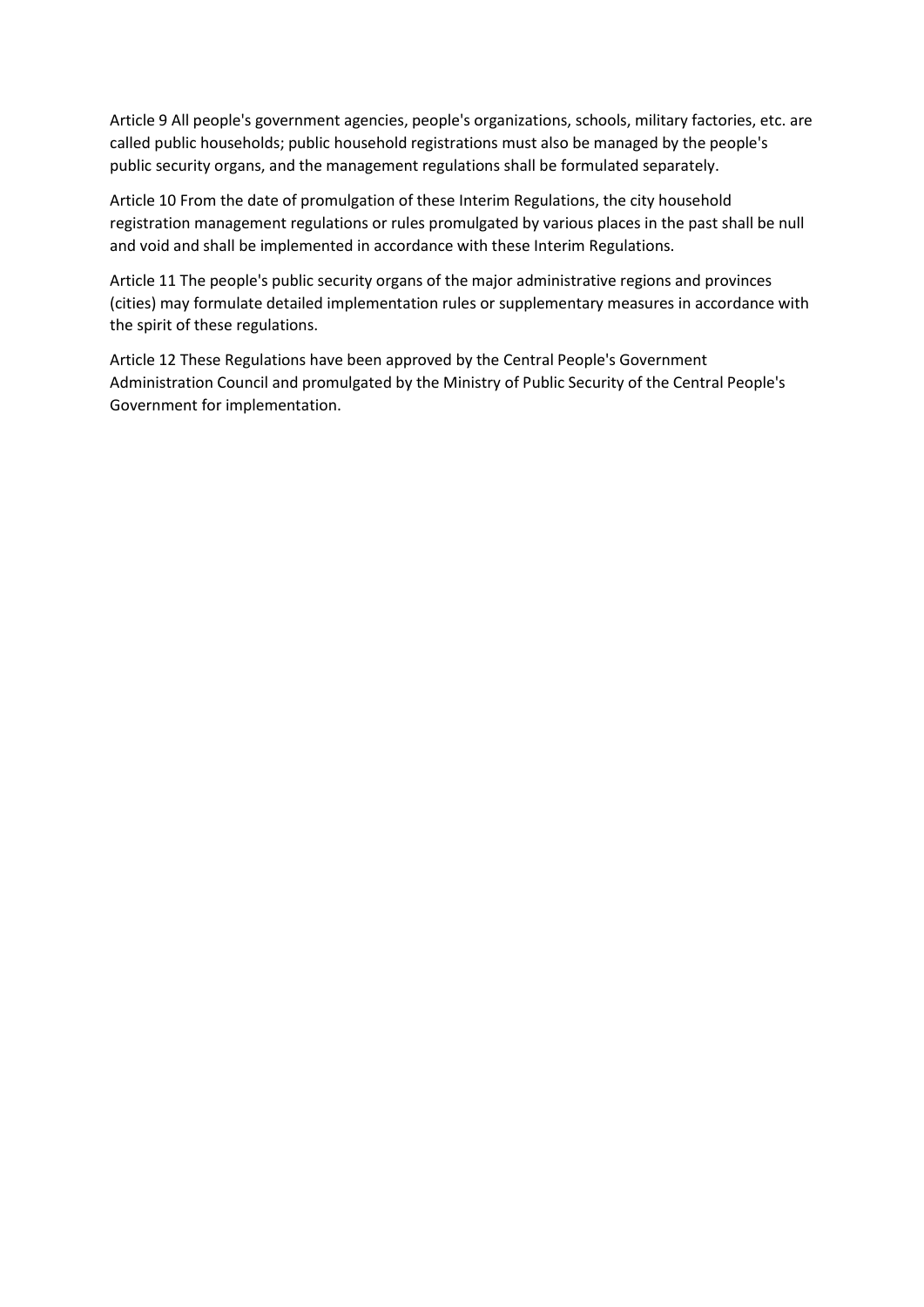Article 9 All people's government agencies, people's organizations, schools, military factories, etc. are called public households; public household registrations must also be managed by the people's public security organs, and the management regulations shall be formulated separately.

Article 10 From the date of promulgation of these Interim Regulations, the city household registration management regulations or rules promulgated by various places in the past shall be null and void and shall be implemented in accordance with these Interim Regulations.

Article 11 The people's public security organs of the major administrative regions and provinces (cities) may formulate detailed implementation rules or supplementary measures in accordance with the spirit of these regulations.

Article 12 These Regulations have been approved by the Central People's Government Administration Council and promulgated by the Ministry of Public Security of the Central People's Government for implementation.